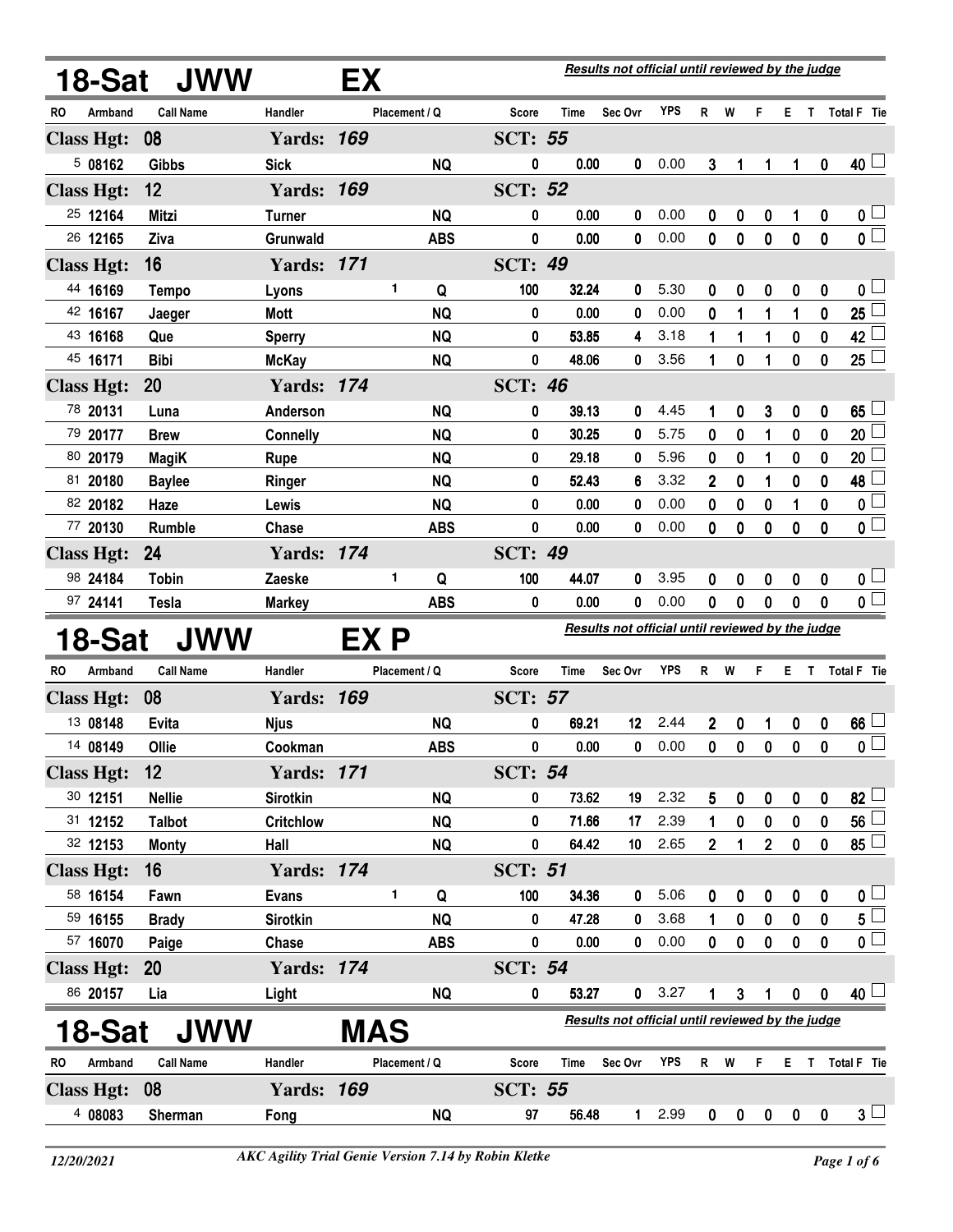## 18-Sat JWW EX

*Results not official until reviewed by the judge*

| RO | Armband | Call Name | Handler | Placement / Q | | Score | Time | Sec Ovr | YPS | R | W | F | E | T | Total F | Tie |
|---|---|---|---|---|---|---|---|---|---|---|---|---|---|---|---|---|
| **Class Hgt: 08** | | | **Yards: 169** | | | **SCT: 55** | | | | | | | | | | |
| 5 | 08162 | Gibbs | Sick | | NQ | 0 | 0.00 | 0 | 0.00 | 3 | 1 | 1 | 1 | 0 | 40 | ☐ |
| **Class Hgt: 12** | | | **Yards: 169** | | | **SCT: 52** | | | | | | | | | | |
| 25 | 12164 | Mitzi | Turner | | NQ | 0 | 0.00 | 0 | 0.00 | 0 | 0 | 0 | 1 | 0 | 0 | ☐ |
| 26 | 12165 | Ziva | Grunwald | | ABS | 0 | 0.00 | 0 | 0.00 | 0 | 0 | 0 | 0 | 0 | 0 | ☐ |
| **Class Hgt: 16** | | | **Yards: 171** | | | **SCT: 49** | | | | | | | | | | |
| 44 | 16169 | Tempo | Lyons | 1 | Q | 100 | 32.24 | 0 | 5.30 | 0 | 0 | 0 | 0 | 0 | 0 | ☐ |
| 42 | 16167 | Jaeger | Mott | | NQ | 0 | 0.00 | 0 | 0.00 | 0 | 1 | 1 | 1 | 0 | 25 | ☐ |
| 43 | 16168 | Que | Sperry | | NQ | 0 | 53.85 | 4 | 3.18 | 1 | 1 | 1 | 0 | 0 | 42 | ☐ |
| 45 | 16171 | Bibi | McKay | | NQ | 0 | 48.06 | 0 | 3.56 | 1 | 0 | 1 | 0 | 0 | 25 | ☐ |
| **Class Hgt: 20** | | | **Yards: 174** | | | **SCT: 46** | | | | | | | | | | |
| 78 | 20131 | Luna | Anderson | | NQ | 0 | 39.13 | 0 | 4.45 | 1 | 0 | 3 | 0 | 0 | 65 | ☐ |
| 79 | 20177 | Brew | Connelly | | NQ | 0 | 30.25 | 0 | 5.75 | 0 | 0 | 1 | 0 | 0 | 20 | ☐ |
| 80 | 20179 | MagiK | Rupe | | NQ | 0 | 29.18 | 0 | 5.96 | 0 | 0 | 1 | 0 | 0 | 20 | ☐ |
| 81 | 20180 | Baylee | Ringer | | NQ | 0 | 52.43 | 6 | 3.32 | 2 | 0 | 1 | 0 | 0 | 48 | ☐ |
| 82 | 20182 | Haze | Lewis | | NQ | 0 | 0.00 | 0 | 0.00 | 0 | 0 | 0 | 1 | 0 | 0 | ☐ |
| 77 | 20130 | Rumble | Chase | | ABS | 0 | 0.00 | 0 | 0.00 | 0 | 0 | 0 | 0 | 0 | 0 | ☐ |
| **Class Hgt: 24** | | | **Yards: 174** | | | **SCT: 49** | | | | | | | | | | |
| 98 | 24184 | Tobin | Zaeske | 1 | Q | 100 | 44.07 | 0 | 3.95 | 0 | 0 | 0 | 0 | 0 | 0 | ☐ |
| 97 | 24141 | Tesla | Markey | | ABS | 0 | 0.00 | 0 | 0.00 | 0 | 0 | 0 | 0 | 0 | 0 | ☐ |

## 18-Sat JWW EX P

*Results not official until reviewed by the judge*

| RO | Armband | Call Name | Handler | Placement / Q | | Score | Time | Sec Ovr | YPS | R | W | F | E | T | Total F | Tie |
|---|---|---|---|---|---|---|---|---|---|---|---|---|---|---|---|---|
| **Class Hgt: 08** | | | **Yards: 169** | | | **SCT: 57** | | | | | | | | | | |
| 13 | 08148 | Evita | Njus | | NQ | 0 | 69.21 | 12 | 2.44 | 2 | 0 | 1 | 0 | 0 | 66 | ☐ |
| 14 | 08149 | Ollie | Cookman | | ABS | 0 | 0.00 | 0 | 0.00 | 0 | 0 | 0 | 0 | 0 | 0 | ☐ |
| **Class Hgt: 12** | | | **Yards: 171** | | | **SCT: 54** | | | | | | | | | | |
| 30 | 12151 | Nellie | Sirotkin | | NQ | 0 | 73.62 | 19 | 2.32 | 5 | 0 | 0 | 0 | 0 | 82 | ☐ |
| 31 | 12152 | Talbot | Critchlow | | NQ | 0 | 71.66 | 17 | 2.39 | 1 | 0 | 0 | 0 | 0 | 56 | ☐ |
| 32 | 12153 | Monty | Hall | | NQ | 0 | 64.42 | 10 | 2.65 | 2 | 1 | 2 | 0 | 0 | 85 | ☐ |
| **Class Hgt: 16** | | | **Yards: 174** | | | **SCT: 51** | | | | | | | | | | |
| 58 | 16154 | Fawn | Evans | 1 | Q | 100 | 34.36 | 0 | 5.06 | 0 | 0 | 0 | 0 | 0 | 0 | ☐ |
| 59 | 16155 | Brady | Sirotkin | | NQ | 0 | 47.28 | 0 | 3.68 | 1 | 0 | 0 | 0 | 0 | 5 | ☐ |
| 57 | 16070 | Paige | Chase | | ABS | 0 | 0.00 | 0 | 0.00 | 0 | 0 | 0 | 0 | 0 | 0 | ☐ |
| **Class Hgt: 20** | | | **Yards: 174** | | | **SCT: 54** | | | | | | | | | | |
| 86 | 20157 | Lia | Light | | NQ | 0 | 53.27 | 0 | 3.27 | 1 | 3 | 1 | 0 | 0 | 40 | ☐ |

## 18-Sat JWW MAS

*Results not official until reviewed by the judge*

| RO | Armband | Call Name | Handler | Placement / Q | | Score | Time | Sec Ovr | YPS | R | W | F | E | T | Total F | Tie |
|---|---|---|---|---|---|---|---|---|---|---|---|---|---|---|---|---|
| **Class Hgt: 08** | | | **Yards: 169** | | | **SCT: 55** | | | | | | | | | | |
| 4 | 08083 | Sherman | Fong | | NQ | 97 | 56.48 | 1 | 2.99 | 0 | 0 | 0 | 0 | 0 | 3 | ☐ |

*12/20/2021* *AKC Agility Trial Genie Version 7.14 by Robin Kletke*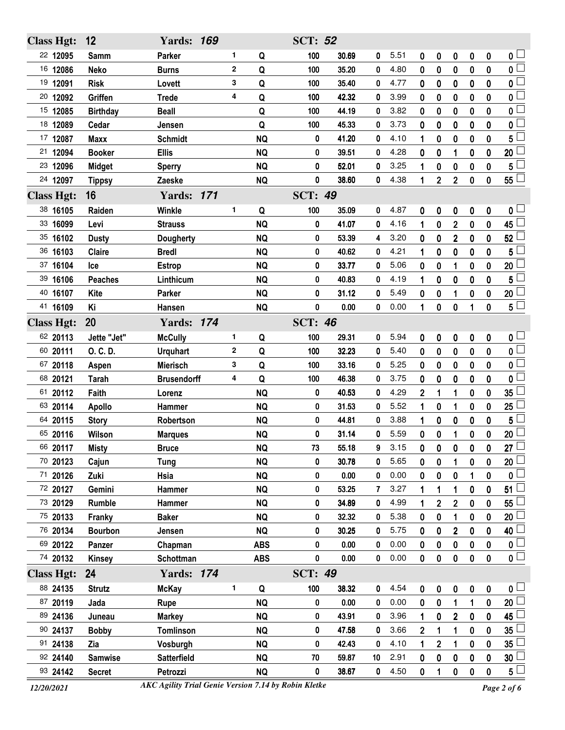| Class Hgt: | 12 | Yards: 169 | | | SCT: 52 | | | | | | | | | |
|---|---|---|---|---|---|---|---|---|---|---|---|---|---|---|
| 22 12095 | Samm | Parker | 1 | Q | 100 | 30.69 | 0 | 5.51 | 0 | 0 | 0 | 0 | 0 | 0 |
| 16 12086 | Neko | Burns | 2 | Q | 100 | 35.20 | 0 | 4.80 | 0 | 0 | 0 | 0 | 0 | 0 |
| 19 12091 | Risk | Lovett | 3 | Q | 100 | 35.40 | 0 | 4.77 | 0 | 0 | 0 | 0 | 0 | 0 |
| 20 12092 | Griffen | Trede | 4 | Q | 100 | 42.32 | 0 | 3.99 | 0 | 0 | 0 | 0 | 0 | 0 |
| 15 12085 | Birthday | Beall | | Q | 100 | 44.19 | 0 | 3.82 | 0 | 0 | 0 | 0 | 0 | 0 |
| 18 12089 | Cedar | Jensen | | Q | 100 | 45.33 | 0 | 3.73 | 0 | 0 | 0 | 0 | 0 | 0 |
| 17 12087 | Maxx | Schmidt | | NQ | 0 | 41.20 | 0 | 4.10 | 1 | 0 | 0 | 0 | 0 | 5 |
| 21 12094 | Booker | Ellis | | NQ | 0 | 39.51 | 0 | 4.28 | 0 | 0 | 1 | 0 | 0 | 20 |
| 23 12096 | Midget | Sperry | | NQ | 0 | 52.01 | 0 | 3.25 | 1 | 0 | 0 | 0 | 0 | 5 |
| 24 12097 | Tippsy | Zaeske | | NQ | 0 | 38.60 | 0 | 4.38 | 1 | 2 | 2 | 0 | 0 | 55 |
| **Class Hgt:** | **16** | **Yards: 171** | | | **SCT: 49** | | | | | | | | | |
| 38 16105 | Raiden | Winkle | 1 | Q | 100 | 35.09 | 0 | 4.87 | 0 | 0 | 0 | 0 | 0 | 0 |
| 33 16099 | Levi | Strauss | | NQ | 0 | 41.07 | 0 | 4.16 | 1 | 0 | 2 | 0 | 0 | 45 |
| 35 16102 | Dusty | Dougherty | | NQ | 0 | 53.39 | 4 | 3.20 | 0 | 0 | 2 | 0 | 0 | 52 |
| 36 16103 | Claire | Bredl | | NQ | 0 | 40.62 | 0 | 4.21 | 1 | 0 | 0 | 0 | 0 | 5 |
| 37 16104 | Ice | Estrop | | NQ | 0 | 33.77 | 0 | 5.06 | 0 | 0 | 1 | 0 | 0 | 20 |
| 39 16106 | Peaches | Linthicum | | NQ | 0 | 40.83 | 0 | 4.19 | 1 | 0 | 0 | 0 | 0 | 5 |
| 40 16107 | Kite | Parker | | NQ | 0 | 31.12 | 0 | 5.49 | 0 | 0 | 1 | 0 | 0 | 20 |
| 41 16109 | Ki | Hansen | | NQ | 0 | 0.00 | 0 | 0.00 | 1 | 0 | 0 | 1 | 0 | 5 |
| **Class Hgt:** | **20** | **Yards: 174** | | | **SCT: 46** | | | | | | | | | |
| 62 20113 | Jette "Jet" | McCully | 1 | Q | 100 | 29.31 | 0 | 5.94 | 0 | 0 | 0 | 0 | 0 | 0 |
| 60 20111 | O. C. D. | Urquhart | 2 | Q | 100 | 32.23 | 0 | 5.40 | 0 | 0 | 0 | 0 | 0 | 0 |
| 67 20118 | Aspen | Mierisch | 3 | Q | 100 | 33.16 | 0 | 5.25 | 0 | 0 | 0 | 0 | 0 | 0 |
| 68 20121 | Tarah | Brusendorff | 4 | Q | 100 | 46.38 | 0 | 3.75 | 0 | 0 | 0 | 0 | 0 | 0 |
| 61 20112 | Faith | Lorenz | | NQ | 0 | 40.53 | 0 | 4.29 | 2 | 1 | 1 | 0 | 0 | 35 |
| 63 20114 | Apollo | Hammer | | NQ | 0 | 31.53 | 0 | 5.52 | 1 | 0 | 1 | 0 | 0 | 25 |
| 64 20115 | Story | Robertson | | NQ | 0 | 44.81 | 0 | 3.88 | 1 | 0 | 0 | 0 | 0 | 5 |
| 65 20116 | Wilson | Marques | | NQ | 0 | 31.14 | 0 | 5.59 | 0 | 0 | 1 | 0 | 0 | 20 |
| 66 20117 | Misty | Bruce | | NQ | 73 | 55.18 | 9 | 3.15 | 0 | 0 | 0 | 0 | 0 | 27 |
| 70 20123 | Cajun | Tung | | NQ | 0 | 30.78 | 0 | 5.65 | 0 | 0 | 1 | 0 | 0 | 20 |
| 71 20126 | Zuki | Hsia | | NQ | 0 | 0.00 | 0 | 0.00 | 0 | 0 | 0 | 1 | 0 | 0 |
| 72 20127 | Gemini | Hammer | | NQ | 0 | 53.25 | 7 | 3.27 | 1 | 1 | 1 | 0 | 0 | 51 |
| 73 20129 | Rumble | Hammer | | NQ | 0 | 34.89 | 0 | 4.99 | 1 | 2 | 2 | 0 | 0 | 55 |
| 75 20133 | Franky | Baker | | NQ | 0 | 32.32 | 0 | 5.38 | 0 | 0 | 1 | 0 | 0 | 20 |
| 76 20134 | Bourbon | Jensen | | NQ | 0 | 30.25 | 0 | 5.75 | 0 | 0 | 2 | 0 | 0 | 40 |
| 69 20122 | Panzer | Chapman | | ABS | 0 | 0.00 | 0 | 0.00 | 0 | 0 | 0 | 0 | 0 | 0 |
| 74 20132 | Kinsey | Schottman | | ABS | 0 | 0.00 | 0 | 0.00 | 0 | 0 | 0 | 0 | 0 | 0 |
| **Class Hgt:** | **24** | **Yards: 174** | | | **SCT: 49** | | | | | | | | | |
| 88 24135 | Strutz | McKay | 1 | Q | 100 | 38.32 | 0 | 4.54 | 0 | 0 | 0 | 0 | 0 | 0 |
| 87 20119 | Jada | Rupe | | NQ | 0 | 0.00 | 0 | 0.00 | 0 | 0 | 1 | 1 | 0 | 20 |
| 89 24136 | Juneau | Markey | | NQ | 0 | 43.91 | 0 | 3.96 | 1 | 0 | 2 | 0 | 0 | 45 |
| 90 24137 | Bobby | Tomlinson | | NQ | 0 | 47.58 | 0 | 3.66 | 2 | 1 | 1 | 0 | 0 | 35 |
| 91 24138 | Zia | Vosburgh | | NQ | 0 | 42.43 | 0 | 4.10 | 1 | 2 | 1 | 0 | 0 | 35 |
| 92 24140 | Samwise | Satterfield | | NQ | 70 | 59.87 | 10 | 2.91 | 0 | 0 | 0 | 0 | 0 | 30 |
| 93 24142 | Secret | Petrozzi | | NQ | 0 | 38.67 | 0 | 4.50 | 0 | 1 | 0 | 0 | 0 | 5 |

12/20/2021 — *AKC Agility Trial Genie Version 7.14 by Robin Kletke*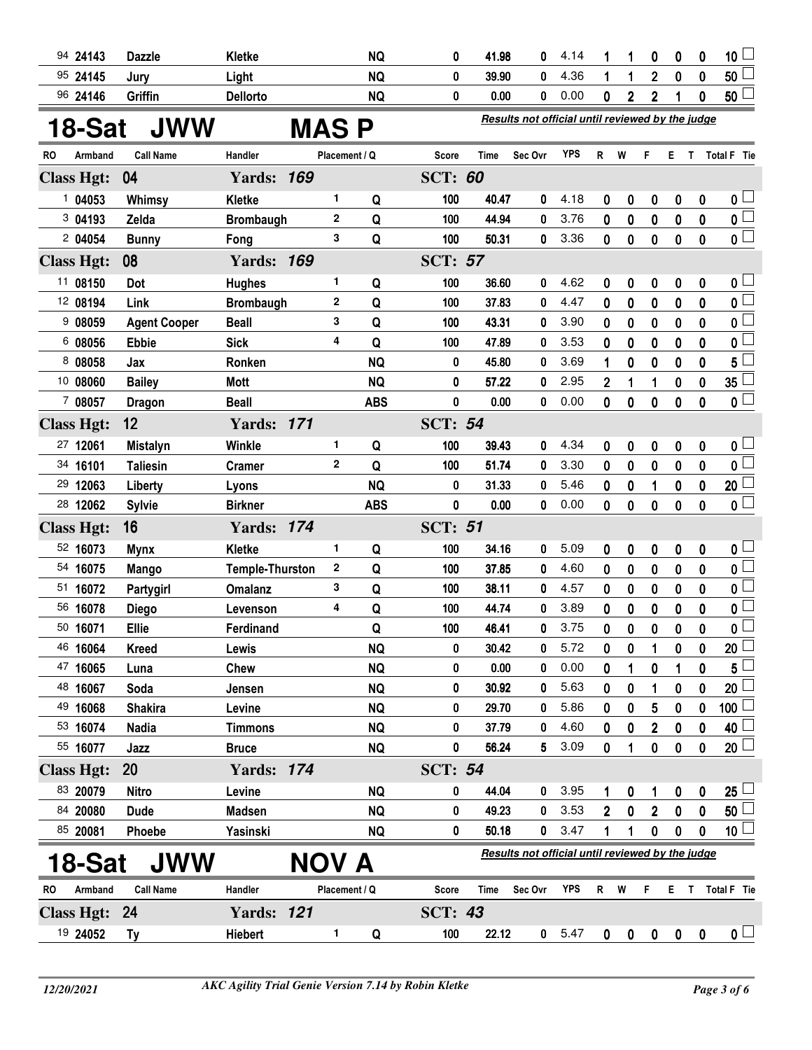| RO | Armband | Call Name | Handler | Placement | Q | Score | Time | Sec Ovr | YPS | R | W | F | E | T | Total F | Tie |
|---|---|---|---|---|---|---|---|---|---|---|---|---|---|---|---|---|
| 94 | 24143 | Dazzle | Kletke | | NQ | 0 | 41.98 | 0 | 4.14 | 1 | 1 | 0 | 0 | 0 | 10 | |
| 95 | 24145 | Jury | Light | | NQ | 0 | 39.90 | 0 | 4.36 | 1 | 1 | 2 | 0 | 0 | 50 | |
| 96 | 24146 | Griffin | Dellorto | | NQ | 0 | 0.00 | 0 | 0.00 | 0 | 2 | 2 | 1 | 0 | 50 | |

## 18-Sat JWW MAS P

*Results not official until reviewed by the judge*

| RO | Armband | Call Name | Handler | Placement | Q | Score | Time | Sec Ovr | YPS | R | W | F | E | T | Total F | Tie |
|---|---|---|---|---|---|---|---|---|---|---|---|---|---|---|---|---|
| **Class Hgt: 04** | | | **Yards: 169** | | | **SCT: 60** | | | | | | | | | | |
| 1 | 04053 | Whimsy | Kletke | 1 | Q | 100 | 40.47 | 0 | 4.18 | 0 | 0 | 0 | 0 | 0 | 0 | |
| 3 | 04193 | Zelda | Brombaugh | 2 | Q | 100 | 44.94 | 0 | 3.76 | 0 | 0 | 0 | 0 | 0 | 0 | |
| 2 | 04054 | Bunny | Fong | 3 | Q | 100 | 50.31 | 0 | 3.36 | 0 | 0 | 0 | 0 | 0 | 0 | |
| **Class Hgt: 08** | | | **Yards: 169** | | | **SCT: 57** | | | | | | | | | | |
| 11 | 08150 | Dot | Hughes | 1 | Q | 100 | 36.60 | 0 | 4.62 | 0 | 0 | 0 | 0 | 0 | 0 | |
| 12 | 08194 | Link | Brombaugh | 2 | Q | 100 | 37.83 | 0 | 4.47 | 0 | 0 | 0 | 0 | 0 | 0 | |
| 9 | 08059 | Agent Cooper | Beall | 3 | Q | 100 | 43.31 | 0 | 3.90 | 0 | 0 | 0 | 0 | 0 | 0 | |
| 6 | 08056 | Ebbie | Sick | 4 | Q | 100 | 47.89 | 0 | 3.53 | 0 | 0 | 0 | 0 | 0 | 0 | |
| 8 | 08058 | Jax | Ronken | | NQ | 0 | 45.80 | 0 | 3.69 | 1 | 0 | 0 | 0 | 0 | 5 | |
| 10 | 08060 | Bailey | Mott | | NQ | 0 | 57.22 | 0 | 2.95 | 2 | 1 | 1 | 0 | 0 | 35 | |
| 7 | 08057 | Dragon | Beall | | ABS | 0 | 0.00 | 0 | 0.00 | 0 | 0 | 0 | 0 | 0 | 0 | |
| **Class Hgt: 12** | | | **Yards: 171** | | | **SCT: 54** | | | | | | | | | | |
| 27 | 12061 | Mistalyn | Winkle | 1 | Q | 100 | 39.43 | 0 | 4.34 | 0 | 0 | 0 | 0 | 0 | 0 | |
| 34 | 16101 | Taliesin | Cramer | 2 | Q | 100 | 51.74 | 0 | 3.30 | 0 | 0 | 0 | 0 | 0 | 0 | |
| 29 | 12063 | Liberty | Lyons | | NQ | 0 | 31.33 | 0 | 5.46 | 0 | 0 | 1 | 0 | 0 | 20 | |
| 28 | 12062 | Sylvie | Birkner | | ABS | 0 | 0.00 | 0 | 0.00 | 0 | 0 | 0 | 0 | 0 | 0 | |
| **Class Hgt: 16** | | | **Yards: 174** | | | **SCT: 51** | | | | | | | | | | |
| 52 | 16073 | Mynx | Kletke | 1 | Q | 100 | 34.16 | 0 | 5.09 | 0 | 0 | 0 | 0 | 0 | 0 | |
| 54 | 16075 | Mango | Temple-Thurston | 2 | Q | 100 | 37.85 | 0 | 4.60 | 0 | 0 | 0 | 0 | 0 | 0 | |
| 51 | 16072 | Partygirl | Omalanz | 3 | Q | 100 | 38.11 | 0 | 4.57 | 0 | 0 | 0 | 0 | 0 | 0 | |
| 56 | 16078 | Diego | Levenson | 4 | Q | 100 | 44.74 | 0 | 3.89 | 0 | 0 | 0 | 0 | 0 | 0 | |
| 50 | 16071 | Ellie | Ferdinand | | Q | 100 | 46.41 | 0 | 3.75 | 0 | 0 | 0 | 0 | 0 | 0 | |
| 46 | 16064 | Kreed | Lewis | | NQ | 0 | 30.42 | 0 | 5.72 | 0 | 0 | 1 | 0 | 0 | 20 | |
| 47 | 16065 | Luna | Chew | | NQ | 0 | 0.00 | 0 | 0.00 | 0 | 1 | 0 | 1 | 0 | 5 | |
| 48 | 16067 | Soda | Jensen | | NQ | 0 | 30.92 | 0 | 5.63 | 0 | 0 | 1 | 0 | 0 | 20 | |
| 49 | 16068 | Shakira | Levine | | NQ | 0 | 29.70 | 0 | 5.86 | 0 | 0 | 5 | 0 | 0 | 100 | |
| 53 | 16074 | Nadia | Timmons | | NQ | 0 | 37.79 | 0 | 4.60 | 0 | 0 | 2 | 0 | 0 | 40 | |
| 55 | 16077 | Jazz | Bruce | | NQ | 0 | 56.24 | 5 | 3.09 | 0 | 1 | 0 | 0 | 0 | 20 | |
| **Class Hgt: 20** | | | **Yards: 174** | | | **SCT: 54** | | | | | | | | | | |
| 83 | 20079 | Nitro | Levine | | NQ | 0 | 44.04 | 0 | 3.95 | 1 | 0 | 1 | 0 | 0 | 25 | |
| 84 | 20080 | Dude | Madsen | | NQ | 0 | 49.23 | 0 | 3.53 | 2 | 0 | 2 | 0 | 0 | 50 | |
| 85 | 20081 | Phoebe | Yasinski | | NQ | 0 | 50.18 | 0 | 3.47 | 1 | 1 | 0 | 0 | 0 | 10 | |

## 18-Sat JWW NOV A

*Results not official until reviewed by the judge*

| RO | Armband | Call Name | Handler | Placement | Q | Score | Time | Sec Ovr | YPS | R | W | F | E | T | Total F | Tie |
|---|---|---|---|---|---|---|---|---|---|---|---|---|---|---|---|---|
| **Class Hgt: 24** | | | **Yards: 121** | | | **SCT: 43** | | | | | | | | | | |
| 19 | 24052 | Ty | Hiebert | 1 | Q | 100 | 22.12 | 0 | 5.47 | 0 | 0 | 0 | 0 | 0 | 0 | |

12/20/2021 — AKC Agility Trial Genie Version 7.14 by Robin Kletke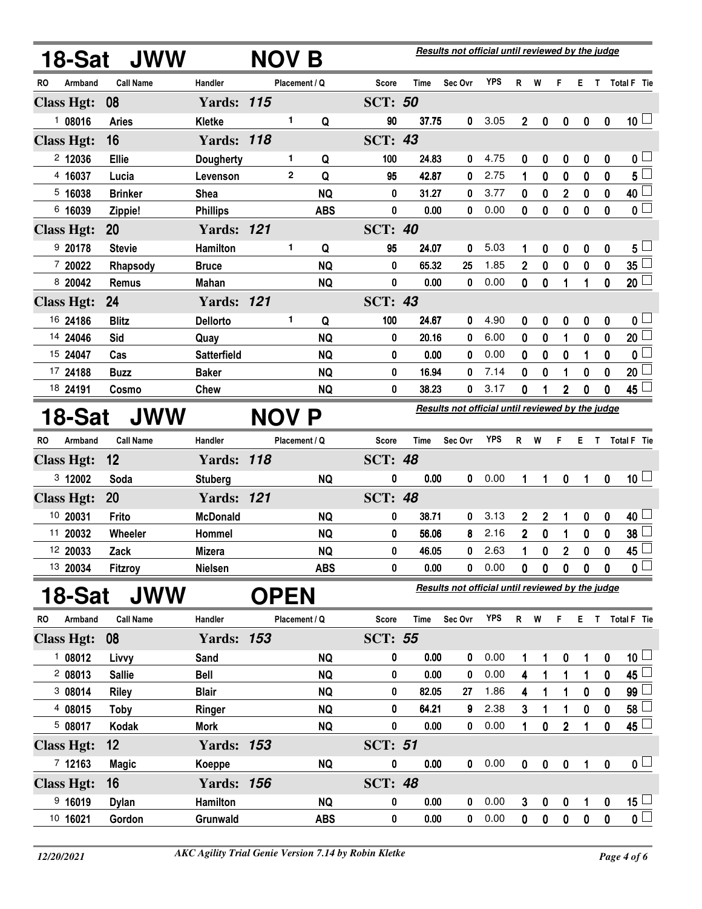## 18-Sat JWW — NOV B

*Results not official until reviewed by the judge*

| RO | Armband | Call Name | Handler | Placement | Q | Score | Time | Sec Ovr | YPS | R | W | F | E | T | Total F | Tie |
|---|---|---|---|---|---|---|---|---|---|---|---|---|---|---|---|---|
| **Class Hgt: 08** | | | **Yards: 115** | | | **SCT: 50** | | | | | | | | | | |
| 1 | 08016 | Aries | Kletke | 1 | Q | 90 | 37.75 | 0 | 3.05 | 2 | 0 | 0 | 0 | 0 | 10 | |
| **Class Hgt: 16** | | | **Yards: 118** | | | **SCT: 43** | | | | | | | | | | |
| 2 | 12036 | Ellie | Dougherty | 1 | Q | 100 | 24.83 | 0 | 4.75 | 0 | 0 | 0 | 0 | 0 | 0 | |
| 4 | 16037 | Lucia | Levenson | 2 | Q | 95 | 42.87 | 0 | 2.75 | 1 | 0 | 0 | 0 | 0 | 5 | |
| 5 | 16038 | Brinker | Shea | | NQ | 0 | 31.27 | 0 | 3.77 | 0 | 0 | 2 | 0 | 0 | 40 | |
| 6 | 16039 | Zippie! | Phillips | | ABS | 0 | 0.00 | 0 | 0.00 | 0 | 0 | 0 | 0 | 0 | 0 | |
| **Class Hgt: 20** | | | **Yards: 121** | | | **SCT: 40** | | | | | | | | | | |
| 9 | 20178 | Stevie | Hamilton | 1 | Q | 95 | 24.07 | 0 | 5.03 | 1 | 0 | 0 | 0 | 0 | 5 | |
| 7 | 20022 | Rhapsody | Bruce | | NQ | 0 | 65.32 | 25 | 1.85 | 2 | 0 | 0 | 0 | 0 | 35 | |
| 8 | 20042 | Remus | Mahan | | NQ | 0 | 0.00 | 0 | 0.00 | 0 | 0 | 1 | 1 | 0 | 20 | |
| **Class Hgt: 24** | | | **Yards: 121** | | | **SCT: 43** | | | | | | | | | | |
| 16 | 24186 | Blitz | Dellorto | 1 | Q | 100 | 24.67 | 0 | 4.90 | 0 | 0 | 0 | 0 | 0 | 0 | |
| 14 | 24046 | Sid | Quay | | NQ | 0 | 20.16 | 0 | 6.00 | 0 | 0 | 1 | 0 | 0 | 20 | |
| 15 | 24047 | Cas | Satterfield | | NQ | 0 | 0.00 | 0 | 0.00 | 0 | 0 | 0 | 1 | 0 | 0 | |
| 17 | 24188 | Buzz | Baker | | NQ | 0 | 16.94 | 0 | 7.14 | 0 | 0 | 1 | 0 | 0 | 20 | |
| 18 | 24191 | Cosmo | Chew | | NQ | 0 | 38.23 | 0 | 3.17 | 0 | 1 | 2 | 0 | 0 | 45 | |

## 18-Sat JWW — NOV P

*Results not official until reviewed by the judge*

| RO | Armband | Call Name | Handler | Placement | Q | Score | Time | Sec Ovr | YPS | R | W | F | E | T | Total F | Tie |
|---|---|---|---|---|---|---|---|---|---|---|---|---|---|---|---|---|
| **Class Hgt: 12** | | | **Yards: 118** | | | **SCT: 48** | | | | | | | | | | |
| 3 | 12002 | Soda | Stuberg | | NQ | 0 | 0.00 | 0 | 0.00 | 1 | 1 | 0 | 1 | 0 | 10 | |
| **Class Hgt: 20** | | | **Yards: 121** | | | **SCT: 48** | | | | | | | | | | |
| 10 | 20031 | Frito | McDonald | | NQ | 0 | 38.71 | 0 | 3.13 | 2 | 2 | 1 | 0 | 0 | 40 | |
| 11 | 20032 | Wheeler | Hommel | | NQ | 0 | 56.06 | 8 | 2.16 | 2 | 0 | 1 | 0 | 0 | 38 | |
| 12 | 20033 | Zack | Mizera | | NQ | 0 | 46.05 | 0 | 2.63 | 1 | 0 | 2 | 0 | 0 | 45 | |
| 13 | 20034 | Fitzroy | Nielsen | | ABS | 0 | 0.00 | 0 | 0.00 | 0 | 0 | 0 | 0 | 0 | 0 | |

## 18-Sat JWW — OPEN

*Results not official until reviewed by the judge*

| RO | Armband | Call Name | Handler | Placement | Q | Score | Time | Sec Ovr | YPS | R | W | F | E | T | Total F | Tie |
|---|---|---|---|---|---|---|---|---|---|---|---|---|---|---|---|---|
| **Class Hgt: 08** | | | **Yards: 153** | | | **SCT: 55** | | | | | | | | | | |
| 1 | 08012 | Livvy | Sand | | NQ | 0 | 0.00 | 0 | 0.00 | 1 | 1 | 0 | 1 | 0 | 10 | |
| 2 | 08013 | Sallie | Bell | | NQ | 0 | 0.00 | 0 | 0.00 | 4 | 1 | 1 | 1 | 0 | 45 | |
| 3 | 08014 | Riley | Blair | | NQ | 0 | 82.05 | 27 | 1.86 | 4 | 1 | 1 | 0 | 0 | 99 | |
| 4 | 08015 | Toby | Ringer | | NQ | 0 | 64.21 | 9 | 2.38 | 3 | 1 | 1 | 0 | 0 | 58 | |
| 5 | 08017 | Kodak | Mork | | NQ | 0 | 0.00 | 0 | 0.00 | 1 | 0 | 2 | 1 | 0 | 45 | |
| **Class Hgt: 12** | | | **Yards: 153** | | | **SCT: 51** | | | | | | | | | | |
| 7 | 12163 | Magic | Koeppe | | NQ | 0 | 0.00 | 0 | 0.00 | 0 | 0 | 0 | 1 | 0 | 0 | |
| **Class Hgt: 16** | | | **Yards: 156** | | | **SCT: 48** | | | | | | | | | | |
| 9 | 16019 | Dylan | Hamilton | | NQ | 0 | 0.00 | 0 | 0.00 | 3 | 0 | 0 | 1 | 0 | 15 | |
| 10 | 16021 | Gordon | Grunwald | | ABS | 0 | 0.00 | 0 | 0.00 | 0 | 0 | 0 | 0 | 0 | 0 | |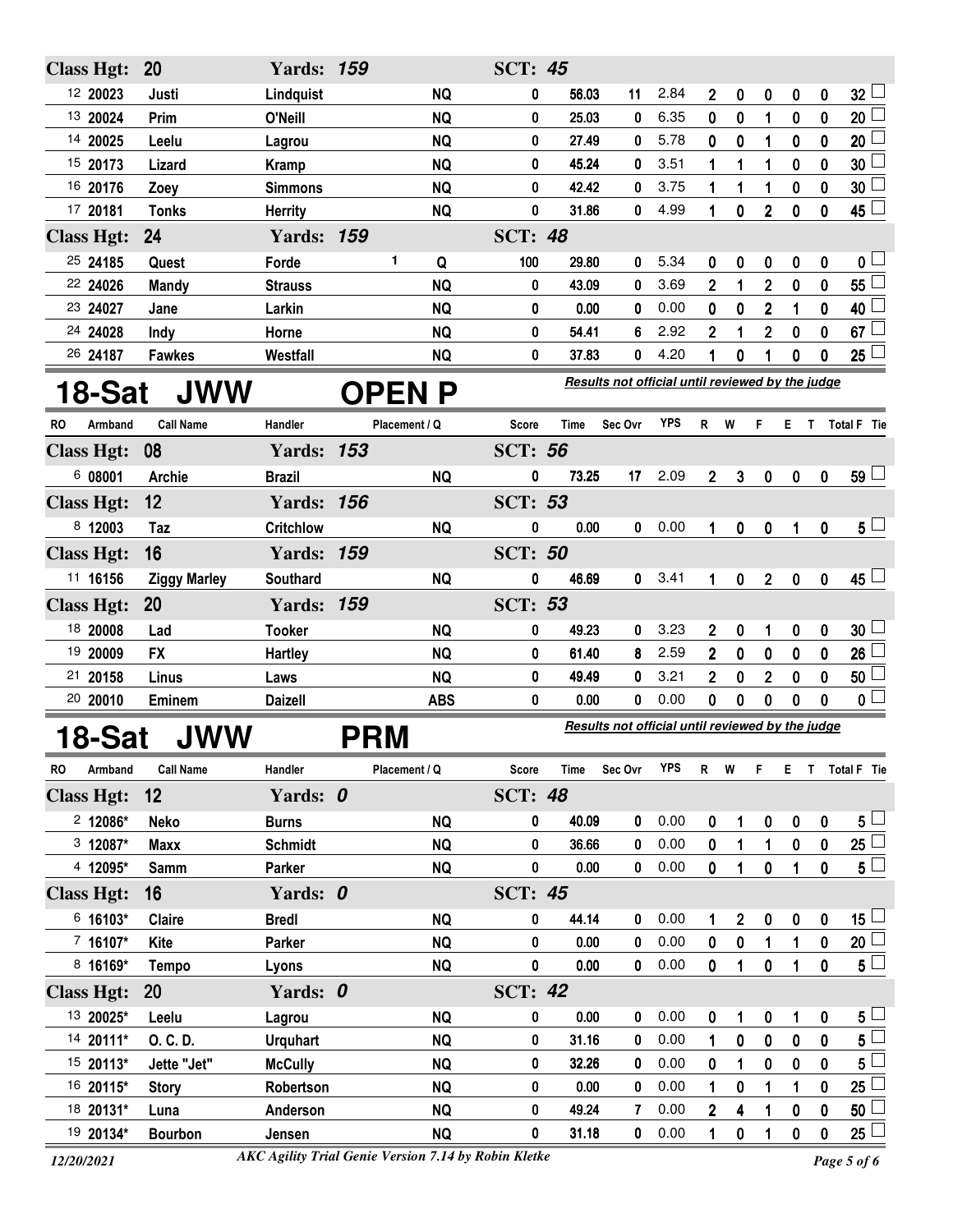| RO | Armband | Call Name | Handler | Placement / Q | Score | Time | Sec Ovr | YPS | R | W | F | E | T | Total F | Tie |
|---|---|---|---|---|---|---|---|---|---|---|---|---|---|---|---|
| **Class Hgt: 20** | | | **Yards: 159** | | **SCT: 45** | | | | | | | | | | |
| 12 | 20023 | Justi | Lindquist | NQ | 0 | 56.03 | 11 | 2.84 | 2 | 0 | 0 | 0 | 0 | 32 | ☐ |
| 13 | 20024 | Prim | O'Neill | NQ | 0 | 25.03 | 0 | 6.35 | 0 | 0 | 1 | 0 | 0 | 20 | ☐ |
| 14 | 20025 | Leelu | Lagrou | NQ | 0 | 27.49 | 0 | 5.78 | 0 | 0 | 1 | 0 | 0 | 20 | ☐ |
| 15 | 20173 | Lizard | Kramp | NQ | 0 | 45.24 | 0 | 3.51 | 1 | 1 | 1 | 0 | 0 | 30 | ☐ |
| 16 | 20176 | Zoey | Simmons | NQ | 0 | 42.42 | 0 | 3.75 | 1 | 1 | 1 | 0 | 0 | 30 | ☐ |
| 17 | 20181 | Tonks | Herrity | NQ | 0 | 31.86 | 0 | 4.99 | 1 | 0 | 2 | 0 | 0 | 45 | ☐ |
| **Class Hgt: 24** | | | **Yards: 159** | | **SCT: 48** | | | | | | | | | | |
| 25 | 24185 | Quest | Forde | 1 Q | 100 | 29.80 | 0 | 5.34 | 0 | 0 | 0 | 0 | 0 | 0 | ☐ |
| 22 | 24026 | Mandy | Strauss | NQ | 0 | 43.09 | 0 | 3.69 | 2 | 1 | 2 | 0 | 0 | 55 | ☐ |
| 23 | 24027 | Jane | Larkin | NQ | 0 | 0.00 | 0 | 0.00 | 0 | 0 | 2 | 1 | 0 | 40 | ☐ |
| 24 | 24028 | Indy | Horne | NQ | 0 | 54.41 | 6 | 2.92 | 2 | 1 | 2 | 0 | 0 | 67 | ☐ |
| 26 | 24187 | Fawkes | Westfall | NQ | 0 | 37.83 | 0 | 4.20 | 1 | 0 | 1 | 0 | 0 | 25 | ☐ |

## 18-Sat JWW OPEN P

*Results not official until reviewed by the judge*

| RO | Armband | Call Name | Handler | Placement / Q | Score | Time | Sec Ovr | YPS | R | W | F | E | T | Total F | Tie |
|---|---|---|---|---|---|---|---|---|---|---|---|---|---|---|---|
| **Class Hgt: 08** | | | **Yards: 153** | | **SCT: 56** | | | | | | | | | | |
| 6 | 08001 | Archie | Brazil | NQ | 0 | 73.25 | 17 | 2.09 | 2 | 3 | 0 | 0 | 0 | 59 | ☐ |
| **Class Hgt: 12** | | | **Yards: 156** | | **SCT: 53** | | | | | | | | | | |
| 8 | 12003 | Taz | Critchlow | NQ | 0 | 0.00 | 0 | 0.00 | 1 | 0 | 0 | 1 | 0 | 5 | ☐ |
| **Class Hgt: 16** | | | **Yards: 159** | | **SCT: 50** | | | | | | | | | | |
| 11 | 16156 | Ziggy Marley | Southard | NQ | 0 | 46.69 | 0 | 3.41 | 1 | 0 | 2 | 0 | 0 | 45 | ☐ |
| **Class Hgt: 20** | | | **Yards: 159** | | **SCT: 53** | | | | | | | | | | |
| 18 | 20008 | Lad | Tooker | NQ | 0 | 49.23 | 0 | 3.23 | 2 | 0 | 1 | 0 | 0 | 30 | ☐ |
| 19 | 20009 | FX | Hartley | NQ | 0 | 61.40 | 8 | 2.59 | 2 | 0 | 0 | 0 | 0 | 26 | ☐ |
| 21 | 20158 | Linus | Laws | NQ | 0 | 49.49 | 0 | 3.21 | 2 | 0 | 2 | 0 | 0 | 50 | ☐ |
| 20 | 20010 | Eminem | Daizell | ABS | 0 | 0.00 | 0 | 0.00 | 0 | 0 | 0 | 0 | 0 | 0 | ☐ |

## 18-Sat JWW PRM

*Results not official until reviewed by the judge*

| RO | Armband | Call Name | Handler | Placement / Q | Score | Time | Sec Ovr | YPS | R | W | F | E | T | Total F | Tie |
|---|---|---|---|---|---|---|---|---|---|---|---|---|---|---|---|
| **Class Hgt: 12** | | | **Yards: 0** | | **SCT: 48** | | | | | | | | | | |
| 2 | 12086* | Neko | Burns | NQ | 0 | 40.09 | 0 | 0.00 | 0 | 1 | 0 | 0 | 0 | 5 | ☐ |
| 3 | 12087* | Maxx | Schmidt | NQ | 0 | 36.66 | 0 | 0.00 | 0 | 1 | 1 | 0 | 0 | 25 | ☐ |
| 4 | 12095* | Samm | Parker | NQ | 0 | 0.00 | 0 | 0.00 | 0 | 1 | 0 | 1 | 0 | 5 | ☐ |
| **Class Hgt: 16** | | | **Yards: 0** | | **SCT: 45** | | | | | | | | | | |
| 6 | 16103* | Claire | Bredl | NQ | 0 | 44.14 | 0 | 0.00 | 1 | 2 | 0 | 0 | 0 | 15 | ☐ |
| 7 | 16107* | Kite | Parker | NQ | 0 | 0.00 | 0 | 0.00 | 0 | 0 | 1 | 1 | 0 | 20 | ☐ |
| 8 | 16169* | Tempo | Lyons | NQ | 0 | 0.00 | 0 | 0.00 | 0 | 1 | 0 | 1 | 0 | 5 | ☐ |
| **Class Hgt: 20** | | | **Yards: 0** | | **SCT: 42** | | | | | | | | | | |
| 13 | 20025* | Leelu | Lagrou | NQ | 0 | 0.00 | 0 | 0.00 | 0 | 1 | 0 | 1 | 0 | 5 | ☐ |
| 14 | 20111* | O. C. D. | Urquhart | NQ | 0 | 31.16 | 0 | 0.00 | 1 | 0 | 0 | 0 | 0 | 5 | ☐ |
| 15 | 20113* | Jette "Jet" | McCully | NQ | 0 | 32.26 | 0 | 0.00 | 0 | 1 | 0 | 0 | 0 | 5 | ☐ |
| 16 | 20115* | Story | Robertson | NQ | 0 | 0.00 | 0 | 0.00 | 1 | 0 | 1 | 1 | 0 | 25 | ☐ |
| 18 | 20131* | Luna | Anderson | NQ | 0 | 49.24 | 7 | 0.00 | 2 | 4 | 1 | 0 | 0 | 50 | ☐ |
| 19 | 20134* | Bourbon | Jensen | NQ | 0 | 31.18 | 0 | 0.00 | 1 | 0 | 1 | 0 | 0 | 25 | ☐ |

12/20/2021 — AKC Agility Trial Genie Version 7.14 by Robin Kletke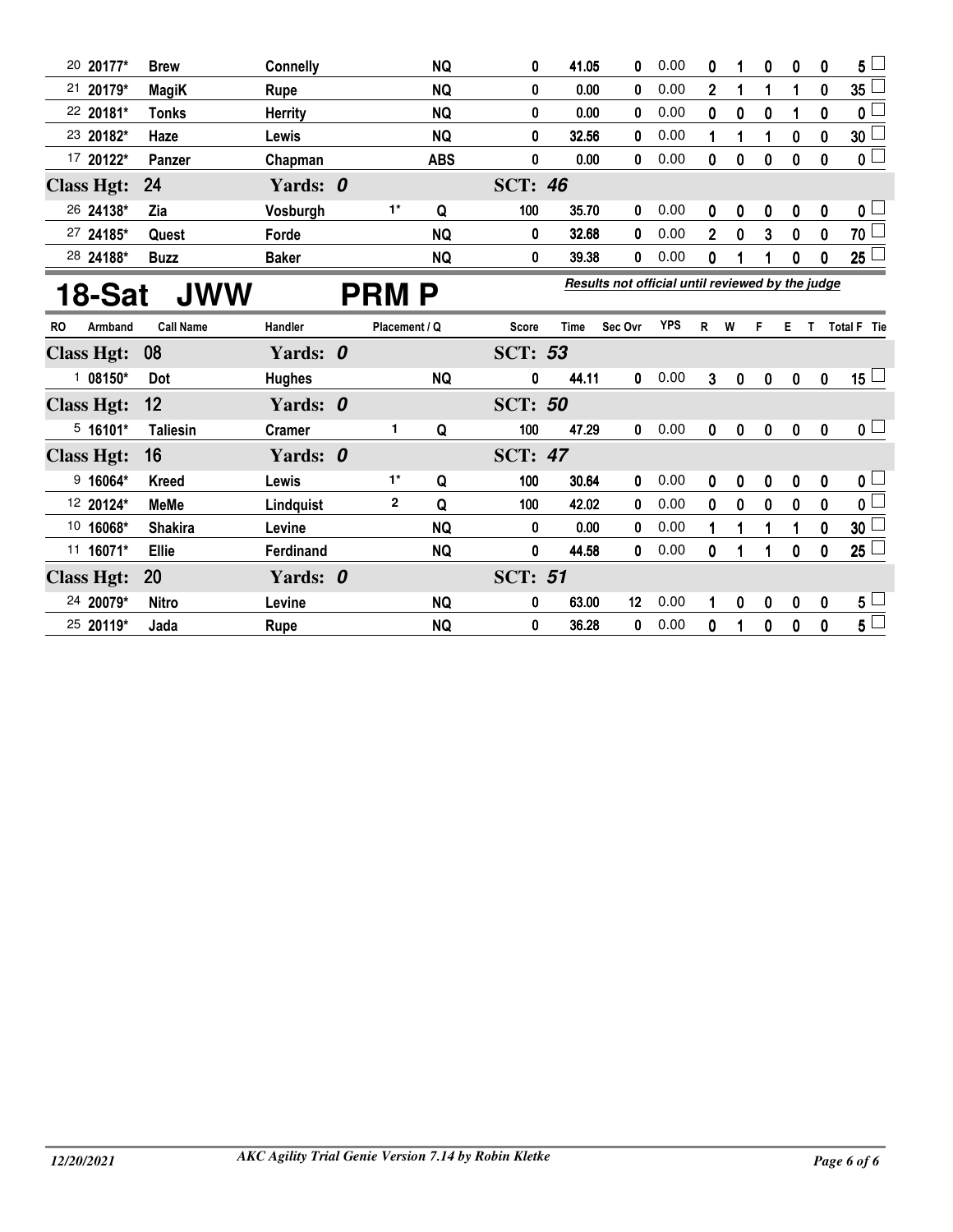| RO | Armband | Call Name | Handler | Placement | Q | Score | Time | Sec Ovr | YPS | R | W | F | E | T | Total F | Tie |
|---|---|---|---|---|---|---|---|---|---|---|---|---|---|---|---|---|
| 20 | 20177* | Brew | Connelly | | NQ | 0 | 41.05 | 0 | 0.00 | 0 | 1 | 0 | 0 | 0 | 5 | ☐ |
| 21 | 20179* | MagiK | Rupe | | NQ | 0 | 0.00 | 0 | 0.00 | 2 | 1 | 1 | 1 | 0 | 35 | ☐ |
| 22 | 20181* | Tonks | Herrity | | NQ | 0 | 0.00 | 0 | 0.00 | 0 | 0 | 0 | 1 | 0 | 0 | ☐ |
| 23 | 20182* | Haze | Lewis | | NQ | 0 | 32.56 | 0 | 0.00 | 1 | 1 | 1 | 0 | 0 | 30 | ☐ |
| 17 | 20122* | Panzer | Chapman | | ABS | 0 | 0.00 | 0 | 0.00 | 0 | 0 | 0 | 0 | 0 | 0 | ☐ |
| **Class Hgt: 24** | | | **Yards: 0** | | | **SCT: 46** | | | | | | | | | | |
| 26 | 24138* | Zia | Vosburgh | 1* | Q | 100 | 35.70 | 0 | 0.00 | 0 | 0 | 0 | 0 | 0 | 0 | ☐ |
| 27 | 24185* | Quest | Forde | | NQ | 0 | 32.68 | 0 | 0.00 | 2 | 0 | 3 | 0 | 0 | 70 | ☐ |
| 28 | 24188* | Buzz | Baker | | NQ | 0 | 39.38 | 0 | 0.00 | 0 | 1 | 1 | 0 | 0 | 25 | ☐ |

# 18-Sat JWW PRM P

*Results not official until reviewed by the judge*

| RO | Armband | Call Name | Handler | Placement | Q | Score | Time | Sec Ovr | YPS | R | W | F | E | T | Total F | Tie |
|---|---|---|---|---|---|---|---|---|---|---|---|---|---|---|---|---|
| **Class Hgt: 08** | | | **Yards: 0** | | | **SCT: 53** | | | | | | | | | | |
| 1 | 08150* | Dot | Hughes | | NQ | 0 | 44.11 | 0 | 0.00 | 3 | 0 | 0 | 0 | 0 | 15 | ☐ |
| **Class Hgt: 12** | | | **Yards: 0** | | | **SCT: 50** | | | | | | | | | | |
| 5 | 16101* | Taliesin | Cramer | 1 | Q | 100 | 47.29 | 0 | 0.00 | 0 | 0 | 0 | 0 | 0 | 0 | ☐ |
| **Class Hgt: 16** | | | **Yards: 0** | | | **SCT: 47** | | | | | | | | | | |
| 9 | 16064* | Kreed | Lewis | 1* | Q | 100 | 30.64 | 0 | 0.00 | 0 | 0 | 0 | 0 | 0 | 0 | ☐ |
| 12 | 20124* | MeMe | Lindquist | 2 | Q | 100 | 42.02 | 0 | 0.00 | 0 | 0 | 0 | 0 | 0 | 0 | ☐ |
| 10 | 16068* | Shakira | Levine | | NQ | 0 | 0.00 | 0 | 0.00 | 1 | 1 | 1 | 1 | 0 | 30 | ☐ |
| 11 | 16071* | Ellie | Ferdinand | | NQ | 0 | 44.58 | 0 | 0.00 | 0 | 1 | 1 | 0 | 0 | 25 | ☐ |
| **Class Hgt: 20** | | | **Yards: 0** | | | **SCT: 51** | | | | | | | | | | |
| 24 | 20079* | Nitro | Levine | | NQ | 0 | 63.00 | 12 | 0.00 | 1 | 0 | 0 | 0 | 0 | 5 | ☐ |
| 25 | 20119* | Jada | Rupe | | NQ | 0 | 36.28 | 0 | 0.00 | 0 | 1 | 0 | 0 | 0 | 5 | ☐ |

12/20/2021 AKC Agility Trial Genie Version 7.14 by Robin Kletke